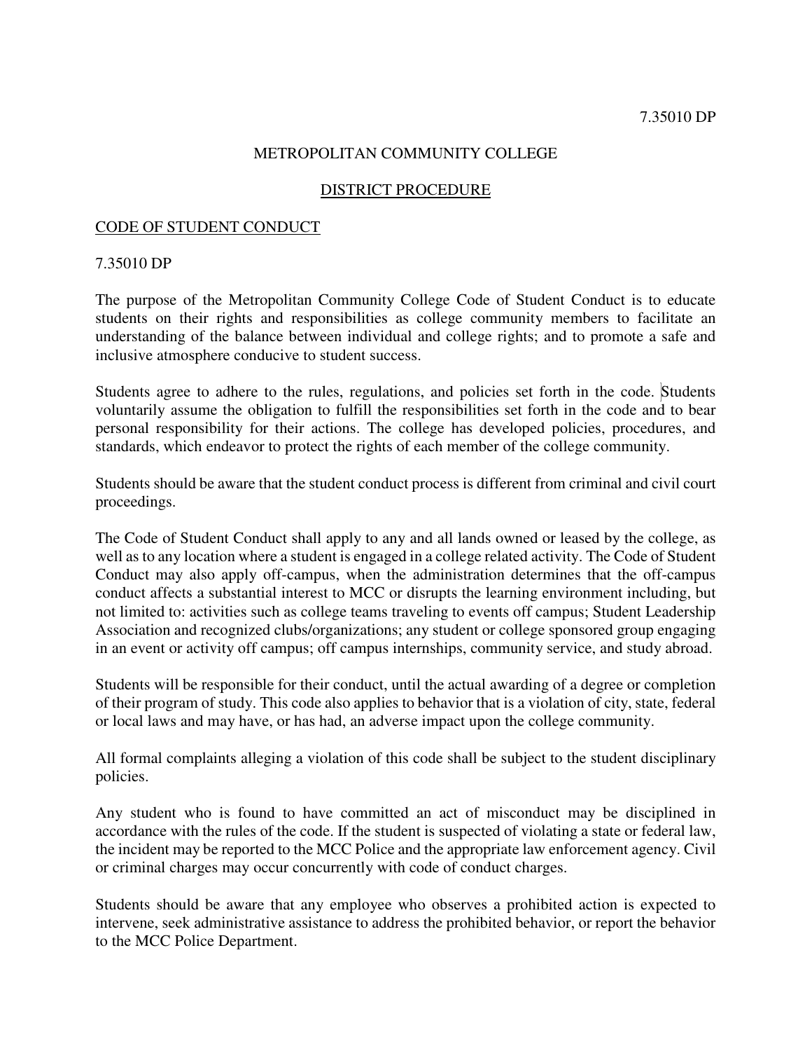7.35010 DP

METROPOLITAN COMMUNITY COLLEGE

<u>DISTRICT PROCEDURE</u>

## CODE OF STUDENT CONDUCT

7.35010 DP

The purpose of the Metropolitan Community College Code of Student Conduct is to educate students on their rights and responsibilities as college community members to facilitate an understanding of the balance between individual and college rights; and to promote a safe and inclusive atmosphere conducive to student success.

Students agree to adhere to the rules, regulations, and policies set forth in the code. Students voluntarily assume the obligation to fulfill the responsibilities set forth in the code and to bear personal responsibility for their actions. The college has developed policies, procedures, and standards, which endeavor to protect the rights of each member of the college community.

Students should be aware that the student conduct process is different from criminal and civil court proceedings.

The Code of Student Conduct shall apply to any and all lands owned or leased by the college, as well as to any location where a student is engaged in a college related activity. The Code of Student Conduct may also apply off-campus, when the administration determines that the off-campus conduct affects a substantial interest to MCC or disrupts the learning environment including, but not limited to: activities such as college teams traveling to events off campus; Student Leadership Association and recognized clubs/organizations; any student or college sponsored group engaging in an event or activity off campus; off campus internships, community service, and study abroad.

Students will be responsible for their conduct, until the actual awarding of a degree or completion of their program of study. This code also applies to behavior that is a violation of city, state, federal or local laws and may have, or has had, an adverse impact upon the college community.

All formal complaints alleging a violation of this code shall be subject to the student disciplinary policies.

Any student who is found to have committed an act of misconduct may be disciplined in accordance with the rules of the code. If the student is suspected of violating a state or federal law, the incident may be reported to the MCC Police and the appropriate law enforcement agency. Civil or criminal charges may occur concurrently with code of conduct charges.

Students should be aware that any employee who observes a prohibited action is expected to intervene, seek administrative assistance to address the prohibited behavior, or report the behavior to the MCC Police Department.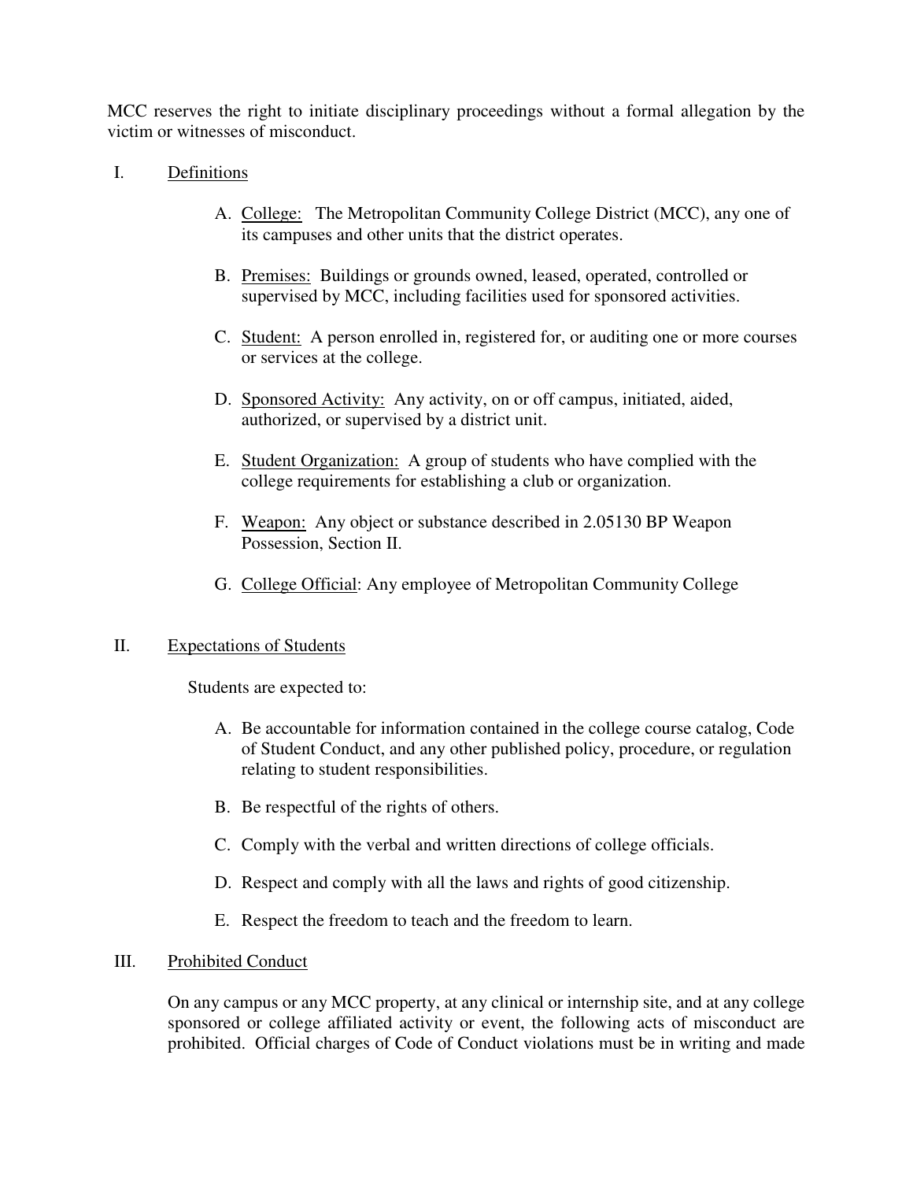MCC reserves the right to initiate disciplinary proceedings without a formal allegation by the victim or witnesses of misconduct.

## I. Definitions

A. College: The Metropolitan Community College District (MCC), any one of its campuses and other units that the district operates.

B. Premises: Buildings or grounds owned, leased, operated, controlled or supervised by MCC, including facilities used for sponsored activities.

C. Student: A person enrolled in, registered for, or auditing one or more courses or services at the college.

D. Sponsored Activity: Any activity, on or off campus, initiated, aided, authorized, or supervised by a district unit.

E. Student Organization: A group of students who have complied with the college requirements for establishing a club or organization.

F. Weapon: Any object or substance described in 2.05130 BP Weapon Possession, Section II.

G. College Official: Any employee of Metropolitan Community College

## II. Expectations of Students

Students are expected to:

A. Be accountable for information contained in the college course catalog, Code of Student Conduct, and any other published policy, procedure, or regulation relating to student responsibilities.

B. Be respectful of the rights of others.

C. Comply with the verbal and written directions of college officials.

D. Respect and comply with all the laws and rights of good citizenship.

E. Respect the freedom to teach and the freedom to learn.

## III. Prohibited Conduct

On any campus or any MCC property, at any clinical or internship site, and at any college sponsored or college affiliated activity or event, the following acts of misconduct are prohibited. Official charges of Code of Conduct violations must be in writing and made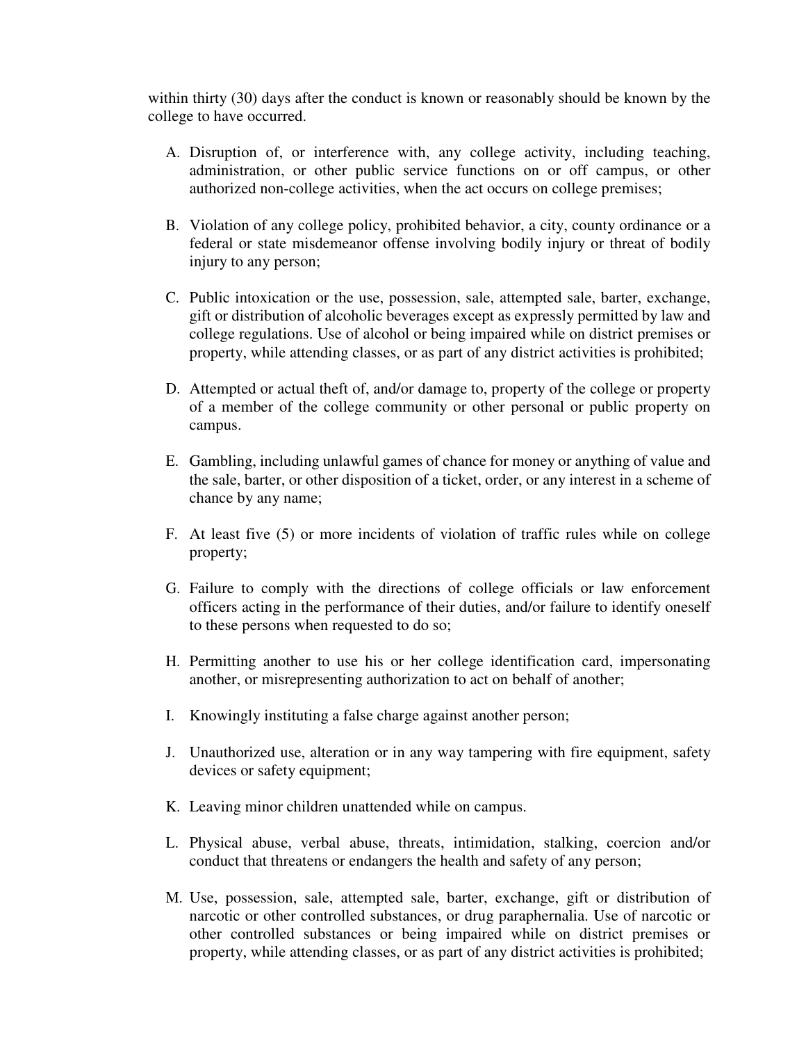within thirty (30) days after the conduct is known or reasonably should be known by the college to have occurred.

A. Disruption of, or interference with, any college activity, including teaching, administration, or other public service functions on or off campus, or other authorized non-college activities, when the act occurs on college premises;

B. Violation of any college policy, prohibited behavior, a city, county ordinance or a federal or state misdemeanor offense involving bodily injury or threat of bodily injury to any person;

C. Public intoxication or the use, possession, sale, attempted sale, barter, exchange, gift or distribution of alcoholic beverages except as expressly permitted by law and college regulations. Use of alcohol or being impaired while on district premises or property, while attending classes, or as part of any district activities is prohibited;

D. Attempted or actual theft of, and/or damage to, property of the college or property of a member of the college community or other personal or public property on campus.

E. Gambling, including unlawful games of chance for money or anything of value and the sale, barter, or other disposition of a ticket, order, or any interest in a scheme of chance by any name;

F. At least five (5) or more incidents of violation of traffic rules while on college property;

G. Failure to comply with the directions of college officials or law enforcement officers acting in the performance of their duties, and/or failure to identify oneself to these persons when requested to do so;

H. Permitting another to use his or her college identification card, impersonating another, or misrepresenting authorization to act on behalf of another;

I. Knowingly instituting a false charge against another person;

J. Unauthorized use, alteration or in any way tampering with fire equipment, safety devices or safety equipment;

K. Leaving minor children unattended while on campus.

L. Physical abuse, verbal abuse, threats, intimidation, stalking, coercion and/or conduct that threatens or endangers the health and safety of any person;

M. Use, possession, sale, attempted sale, barter, exchange, gift or distribution of narcotic or other controlled substances, or drug paraphernalia. Use of narcotic or other controlled substances or being impaired while on district premises or property, while attending classes, or as part of any district activities is prohibited;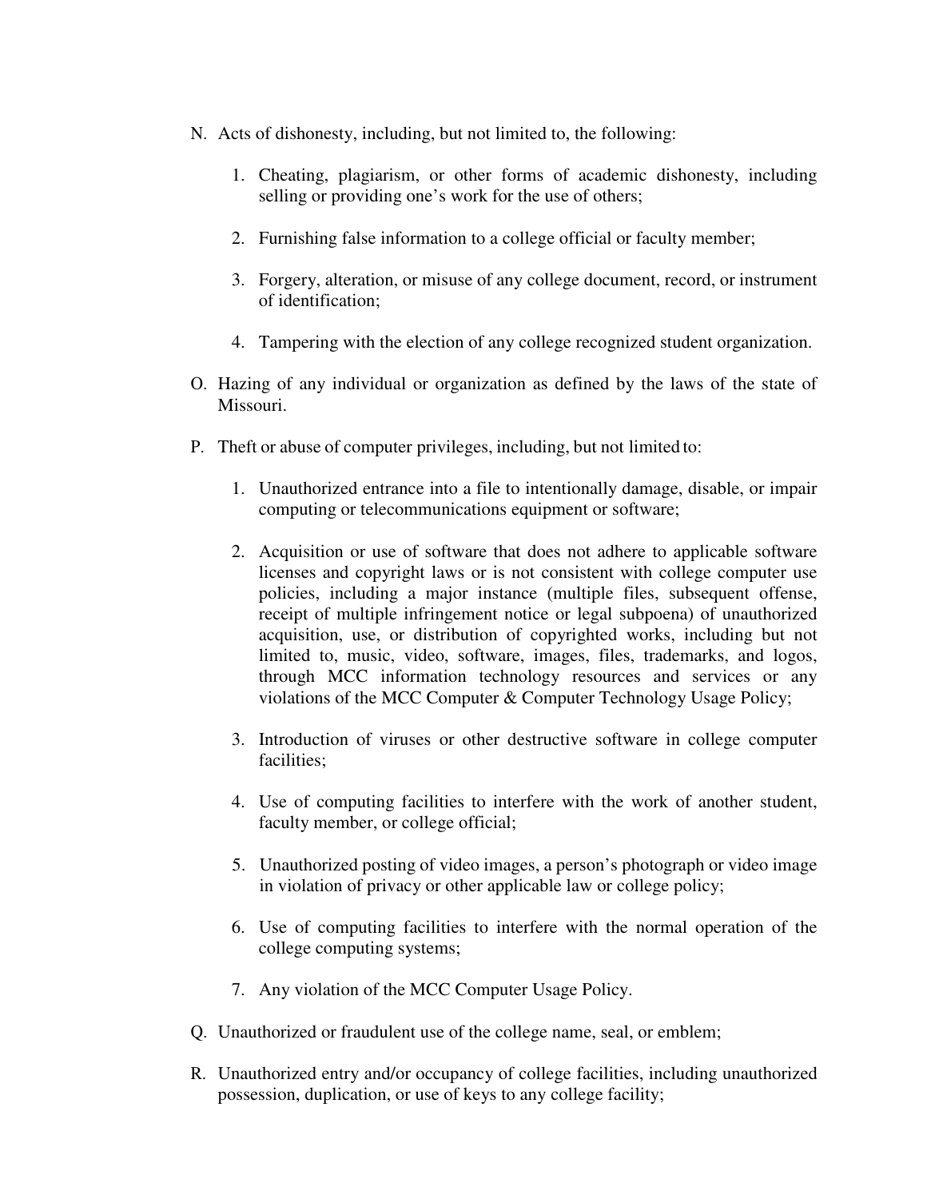N. Acts of dishonesty, including, but not limited to, the following:

    1. Cheating, plagiarism, or other forms of academic dishonesty, including selling or providing one's work for the use of others;

    2. Furnishing false information to a college official or faculty member;

    3. Forgery, alteration, or misuse of any college document, record, or instrument of identification;

    4. Tampering with the election of any college recognized student organization.

O. Hazing of any individual or organization as defined by the laws of the state of Missouri.

P. Theft or abuse of computer privileges, including, but not limited to:

    1. Unauthorized entrance into a file to intentionally damage, disable, or impair computing or telecommunications equipment or software;

    2. Acquisition or use of software that does not adhere to applicable software licenses and copyright laws or is not consistent with college computer use policies, including a major instance (multiple files, subsequent offense, receipt of multiple infringement notice or legal subpoena) of unauthorized acquisition, use, or distribution of copyrighted works, including but not limited to, music, video, software, images, files, trademarks, and logos, through MCC information technology resources and services or any violations of the MCC Computer & Computer Technology Usage Policy;

    3. Introduction of viruses or other destructive software in college computer facilities;

    4. Use of computing facilities to interfere with the work of another student, faculty member, or college official;

    5. Unauthorized posting of video images, a person's photograph or video image in violation of privacy or other applicable law or college policy;

    6. Use of computing facilities to interfere with the normal operation of the college computing systems;

    7. Any violation of the MCC Computer Usage Policy.

Q. Unauthorized or fraudulent use of the college name, seal, or emblem;

R. Unauthorized entry and/or occupancy of college facilities, including unauthorized possession, duplication, or use of keys to any college facility;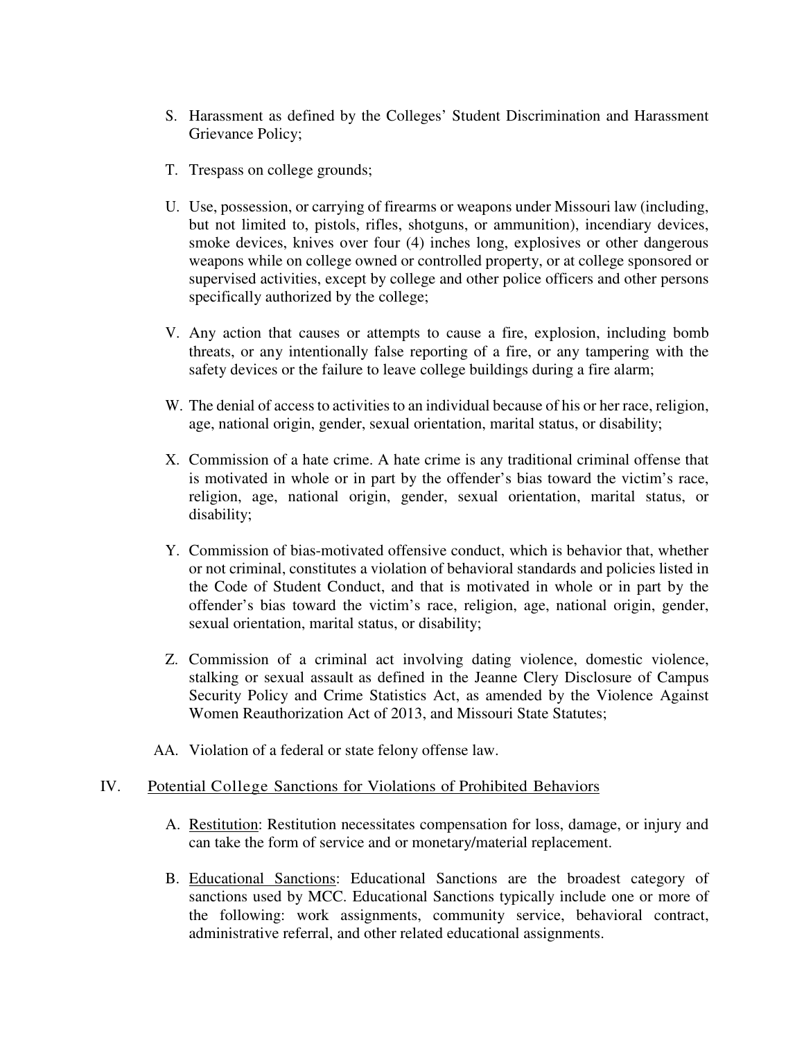S. Harassment as defined by the Colleges' Student Discrimination and Harassment Grievance Policy;

T. Trespass on college grounds;

U. Use, possession, or carrying of firearms or weapons under Missouri law (including, but not limited to, pistols, rifles, shotguns, or ammunition), incendiary devices, smoke devices, knives over four (4) inches long, explosives or other dangerous weapons while on college owned or controlled property, or at college sponsored or supervised activities, except by college and other police officers and other persons specifically authorized by the college;

V. Any action that causes or attempts to cause a fire, explosion, including bomb threats, or any intentionally false reporting of a fire, or any tampering with the safety devices or the failure to leave college buildings during a fire alarm;

W. The denial of access to activities to an individual because of his or her race, religion, age, national origin, gender, sexual orientation, marital status, or disability;

X. Commission of a hate crime. A hate crime is any traditional criminal offense that is motivated in whole or in part by the offender's bias toward the victim's race, religion, age, national origin, gender, sexual orientation, marital status, or disability;

Y. Commission of bias-motivated offensive conduct, which is behavior that, whether or not criminal, constitutes a violation of behavioral standards and policies listed in the Code of Student Conduct, and that is motivated in whole or in part by the offender's bias toward the victim's race, religion, age, national origin, gender, sexual orientation, marital status, or disability;

Z. Commission of a criminal act involving dating violence, domestic violence, stalking or sexual assault as defined in the Jeanne Clery Disclosure of Campus Security Policy and Crime Statistics Act, as amended by the Violence Against Women Reauthorization Act of 2013, and Missouri State Statutes;

AA. Violation of a federal or state felony offense law.

## IV. Potential College Sanctions for Violations of Prohibited Behaviors

A. Restitution: Restitution necessitates compensation for loss, damage, or injury and can take the form of service and or monetary/material replacement.

B. Educational Sanctions: Educational Sanctions are the broadest category of sanctions used by MCC. Educational Sanctions typically include one or more of the following: work assignments, community service, behavioral contract, administrative referral, and other related educational assignments.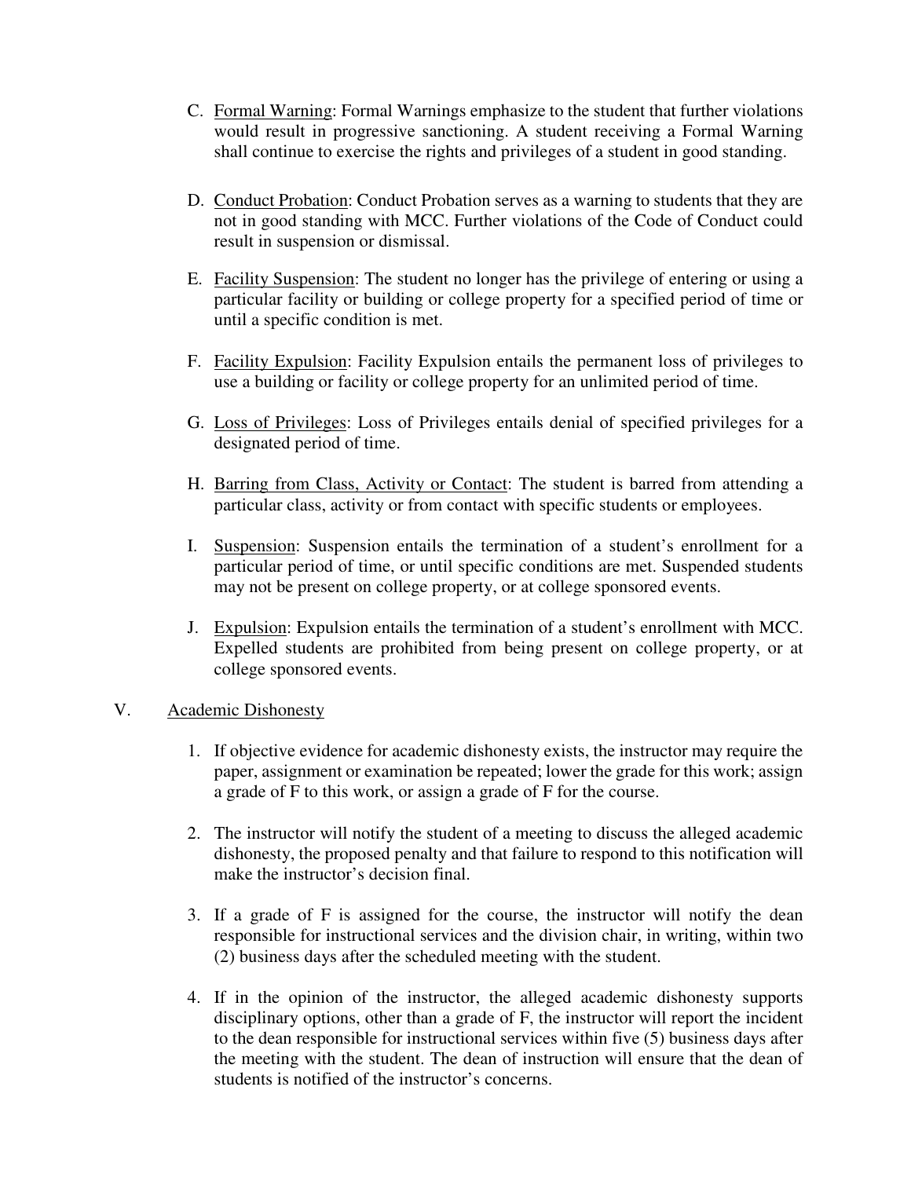C. Formal Warning: Formal Warnings emphasize to the student that further violations would result in progressive sanctioning. A student receiving a Formal Warning shall continue to exercise the rights and privileges of a student in good standing.

D. Conduct Probation: Conduct Probation serves as a warning to students that they are not in good standing with MCC. Further violations of the Code of Conduct could result in suspension or dismissal.

E. Facility Suspension: The student no longer has the privilege of entering or using a particular facility or building or college property for a specified period of time or until a specific condition is met.

F. Facility Expulsion: Facility Expulsion entails the permanent loss of privileges to use a building or facility or college property for an unlimited period of time.

G. Loss of Privileges: Loss of Privileges entails denial of specified privileges for a designated period of time.

H. Barring from Class, Activity or Contact: The student is barred from attending a particular class, activity or from contact with specific students or employees.

I. Suspension: Suspension entails the termination of a student's enrollment for a particular period of time, or until specific conditions are met. Suspended students may not be present on college property, or at college sponsored events.

J. Expulsion: Expulsion entails the termination of a student's enrollment with MCC. Expelled students are prohibited from being present on college property, or at college sponsored events.

## V. Academic Dishonesty

1. If objective evidence for academic dishonesty exists, the instructor may require the paper, assignment or examination be repeated; lower the grade for this work; assign a grade of F to this work, or assign a grade of F for the course.

2. The instructor will notify the student of a meeting to discuss the alleged academic dishonesty, the proposed penalty and that failure to respond to this notification will make the instructor's decision final.

3. If a grade of F is assigned for the course, the instructor will notify the dean responsible for instructional services and the division chair, in writing, within two (2) business days after the scheduled meeting with the student.

4. If in the opinion of the instructor, the alleged academic dishonesty supports disciplinary options, other than a grade of F, the instructor will report the incident to the dean responsible for instructional services within five (5) business days after the meeting with the student. The dean of instruction will ensure that the dean of students is notified of the instructor's concerns.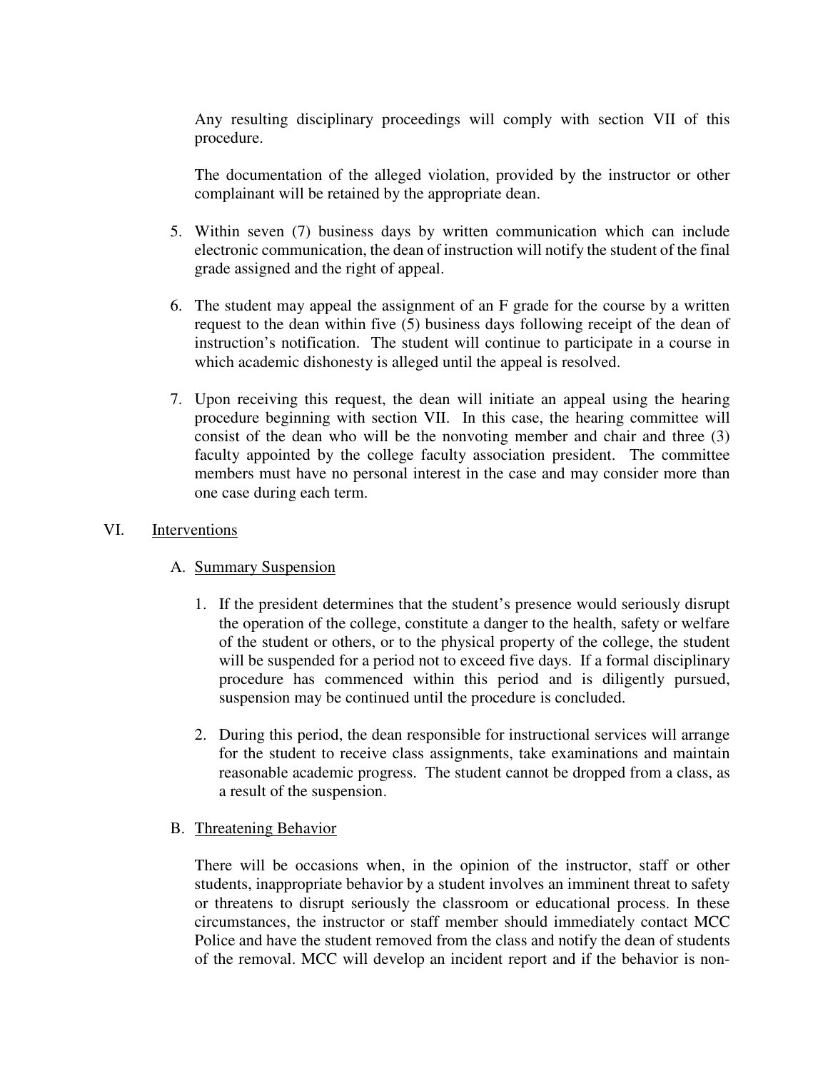Any resulting disciplinary proceedings will comply with section VII of this procedure.

The documentation of the alleged violation, provided by the instructor or other complainant will be retained by the appropriate dean.

5. Within seven (7) business days by written communication which can include electronic communication, the dean of instruction will notify the student of the final grade assigned and the right of appeal.

6. The student may appeal the assignment of an F grade for the course by a written request to the dean within five (5) business days following receipt of the dean of instruction's notification. The student will continue to participate in a course in which academic dishonesty is alleged until the appeal is resolved.

7. Upon receiving this request, the dean will initiate an appeal using the hearing procedure beginning with section VII. In this case, the hearing committee will consist of the dean who will be the nonvoting member and chair and three (3) faculty appointed by the college faculty association president. The committee members must have no personal interest in the case and may consider more than one case during each term.

## VI. Interventions

### A. Summary Suspension

1. If the president determines that the student's presence would seriously disrupt the operation of the college, constitute a danger to the health, safety or welfare of the student or others, or to the physical property of the college, the student will be suspended for a period not to exceed five days. If a formal disciplinary procedure has commenced within this period and is diligently pursued, suspension may be continued until the procedure is concluded.

2. During this period, the dean responsible for instructional services will arrange for the student to receive class assignments, take examinations and maintain reasonable academic progress. The student cannot be dropped from a class, as a result of the suspension.

### B. Threatening Behavior

There will be occasions when, in the opinion of the instructor, staff or other students, inappropriate behavior by a student involves an imminent threat to safety or threatens to disrupt seriously the classroom or educational process. In these circumstances, the instructor or staff member should immediately contact MCC Police and have the student removed from the class and notify the dean of students of the removal. MCC will develop an incident report and if the behavior is non-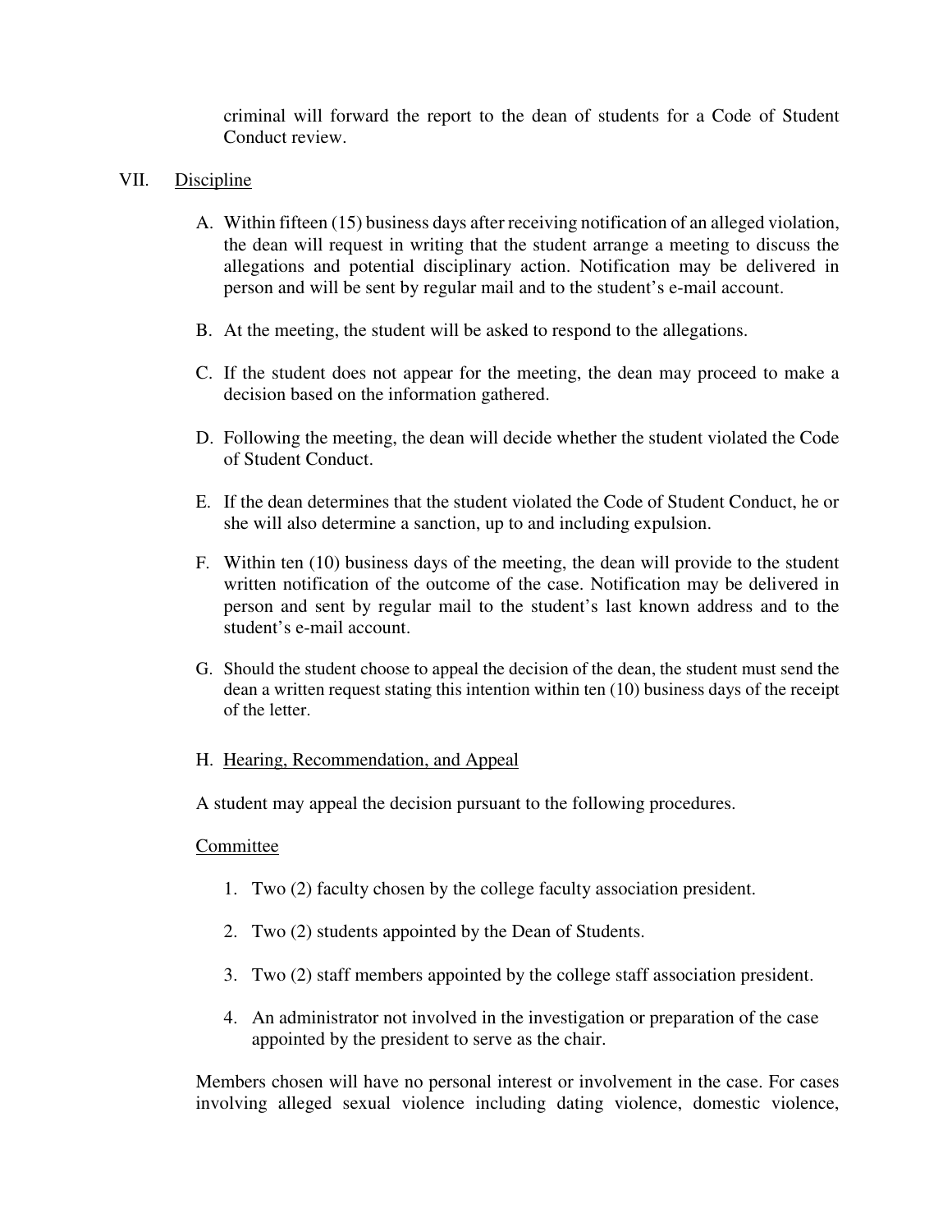criminal will forward the report to the dean of students for a Code of Student Conduct review.

## VII. Discipline

A. Within fifteen (15) business days after receiving notification of an alleged violation, the dean will request in writing that the student arrange a meeting to discuss the allegations and potential disciplinary action. Notification may be delivered in person and will be sent by regular mail and to the student's e-mail account.

B. At the meeting, the student will be asked to respond to the allegations.

C. If the student does not appear for the meeting, the dean may proceed to make a decision based on the information gathered.

D. Following the meeting, the dean will decide whether the student violated the Code of Student Conduct.

E. If the dean determines that the student violated the Code of Student Conduct, he or she will also determine a sanction, up to and including expulsion.

F. Within ten (10) business days of the meeting, the dean will provide to the student written notification of the outcome of the case. Notification may be delivered in person and sent by regular mail to the student's last known address and to the student's e-mail account.

G. Should the student choose to appeal the decision of the dean, the student must send the dean a written request stating this intention within ten (10) business days of the receipt of the letter.

H. Hearing, Recommendation, and Appeal

A student may appeal the decision pursuant to the following procedures.

Committee

1. Two (2) faculty chosen by the college faculty association president.
2. Two (2) students appointed by the Dean of Students.
3. Two (2) staff members appointed by the college staff association president.
4. An administrator not involved in the investigation or preparation of the case appointed by the president to serve as the chair.

Members chosen will have no personal interest or involvement in the case. For cases involving alleged sexual violence including dating violence, domestic violence,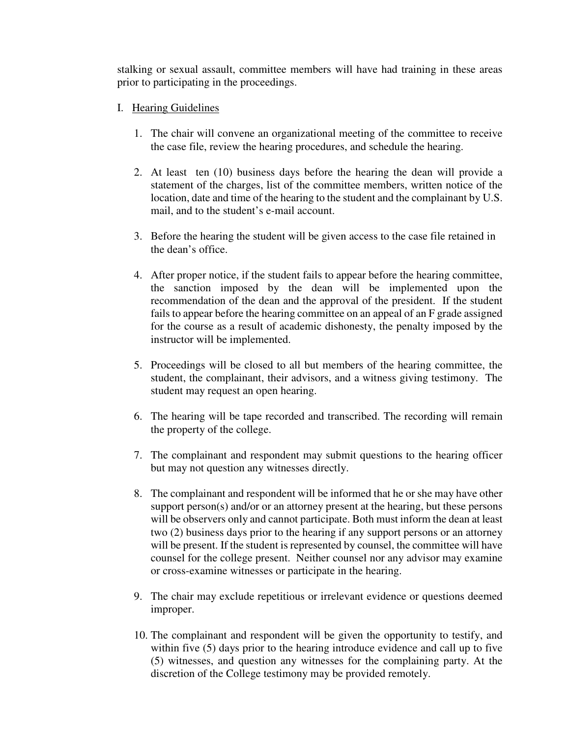stalking or sexual assault, committee members will have had training in these areas prior to participating in the proceedings.

I. Hearing Guidelines

1. The chair will convene an organizational meeting of the committee to receive the case file, review the hearing procedures, and schedule the hearing.

2. At least ten (10) business days before the hearing the dean will provide a statement of the charges, list of the committee members, written notice of the location, date and time of the hearing to the student and the complainant by U.S. mail, and to the student's e-mail account.

3. Before the hearing the student will be given access to the case file retained in the dean's office.

4. After proper notice, if the student fails to appear before the hearing committee, the sanction imposed by the dean will be implemented upon the recommendation of the dean and the approval of the president. If the student fails to appear before the hearing committee on an appeal of an F grade assigned for the course as a result of academic dishonesty, the penalty imposed by the instructor will be implemented.

5. Proceedings will be closed to all but members of the hearing committee, the student, the complainant, their advisors, and a witness giving testimony. The student may request an open hearing.

6. The hearing will be tape recorded and transcribed. The recording will remain the property of the college.

7. The complainant and respondent may submit questions to the hearing officer but may not question any witnesses directly.

8. The complainant and respondent will be informed that he or she may have other support person(s) and/or or an attorney present at the hearing, but these persons will be observers only and cannot participate. Both must inform the dean at least two (2) business days prior to the hearing if any support persons or an attorney will be present. If the student is represented by counsel, the committee will have counsel for the college present. Neither counsel nor any advisor may examine or cross-examine witnesses or participate in the hearing.

9. The chair may exclude repetitious or irrelevant evidence or questions deemed improper.

10. The complainant and respondent will be given the opportunity to testify, and within five (5) days prior to the hearing introduce evidence and call up to five (5) witnesses, and question any witnesses for the complaining party. At the discretion of the College testimony may be provided remotely.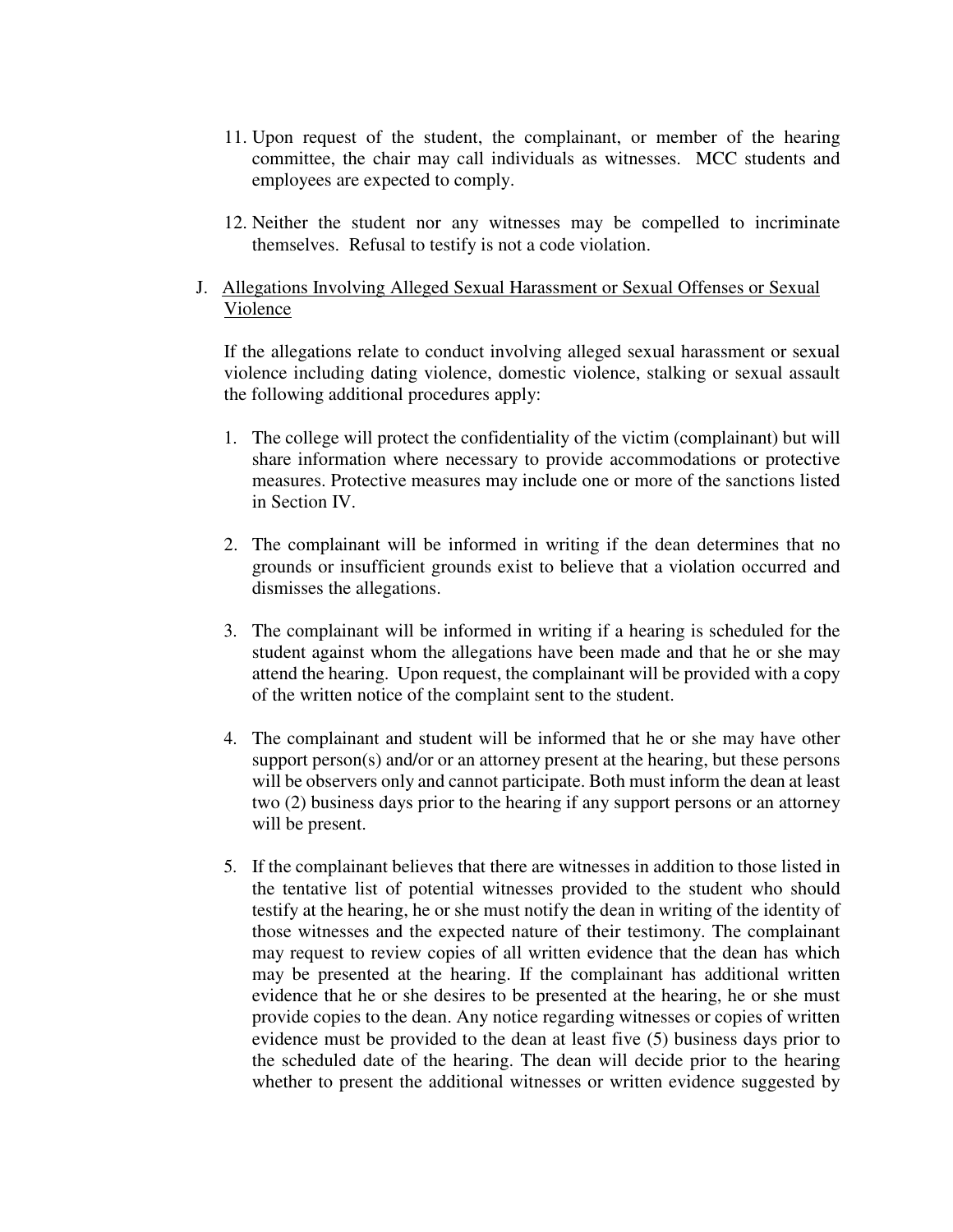11. Upon request of the student, the complainant, or member of the hearing committee, the chair may call individuals as witnesses. MCC students and employees are expected to comply.

12. Neither the student nor any witnesses may be compelled to incriminate themselves. Refusal to testify is not a code violation.

J. Allegations Involving Alleged Sexual Harassment or Sexual Offenses or Sexual Violence

If the allegations relate to conduct involving alleged sexual harassment or sexual violence including dating violence, domestic violence, stalking or sexual assault the following additional procedures apply:

1. The college will protect the confidentiality of the victim (complainant) but will share information where necessary to provide accommodations or protective measures. Protective measures may include one or more of the sanctions listed in Section IV.

2. The complainant will be informed in writing if the dean determines that no grounds or insufficient grounds exist to believe that a violation occurred and dismisses the allegations.

3. The complainant will be informed in writing if a hearing is scheduled for the student against whom the allegations have been made and that he or she may attend the hearing. Upon request, the complainant will be provided with a copy of the written notice of the complaint sent to the student.

4. The complainant and student will be informed that he or she may have other support person(s) and/or or an attorney present at the hearing, but these persons will be observers only and cannot participate. Both must inform the dean at least two (2) business days prior to the hearing if any support persons or an attorney will be present.

5. If the complainant believes that there are witnesses in addition to those listed in the tentative list of potential witnesses provided to the student who should testify at the hearing, he or she must notify the dean in writing of the identity of those witnesses and the expected nature of their testimony. The complainant may request to review copies of all written evidence that the dean has which may be presented at the hearing. If the complainant has additional written evidence that he or she desires to be presented at the hearing, he or she must provide copies to the dean. Any notice regarding witnesses or copies of written evidence must be provided to the dean at least five (5) business days prior to the scheduled date of the hearing. The dean will decide prior to the hearing whether to present the additional witnesses or written evidence suggested by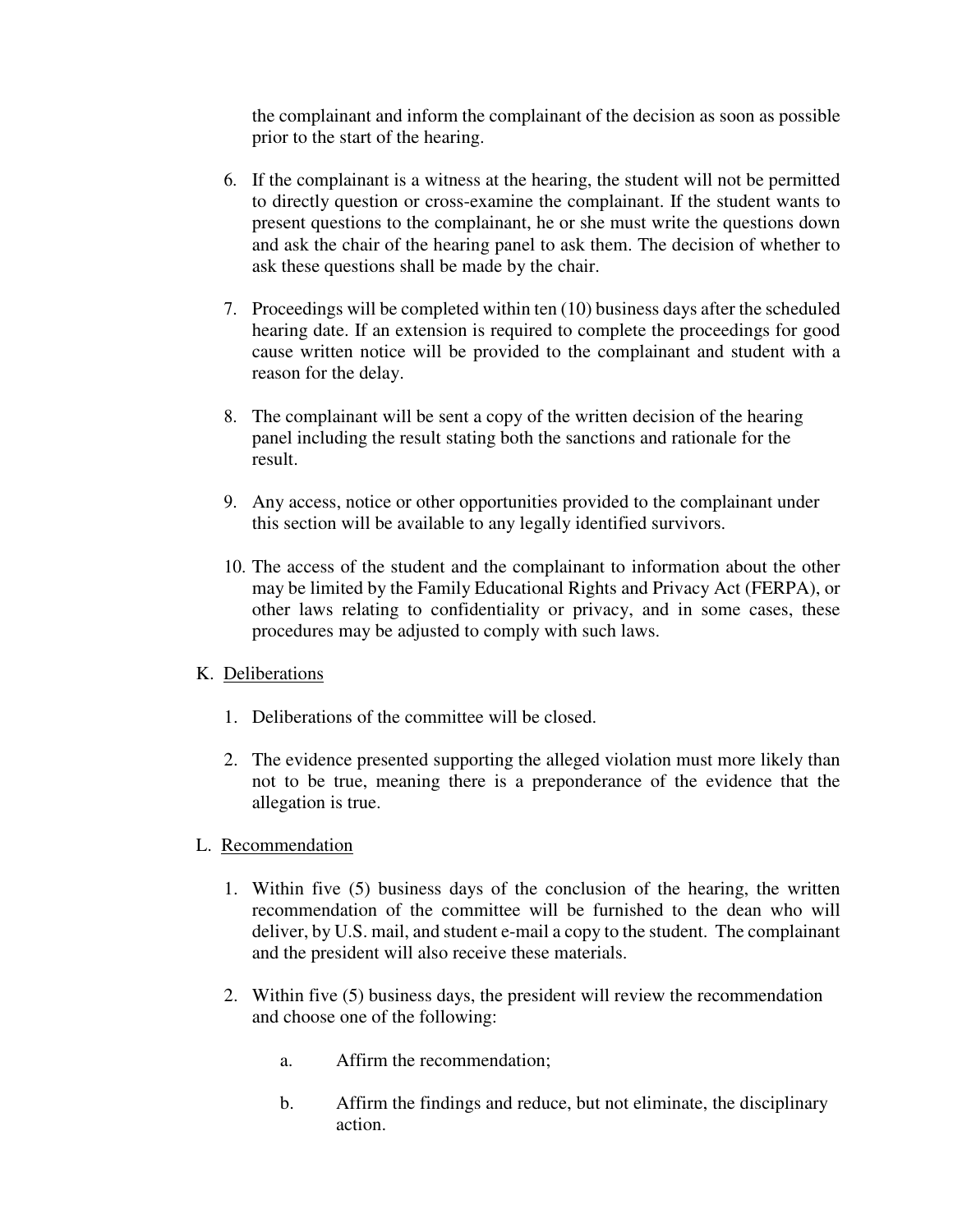the complainant and inform the complainant of the decision as soon as possible prior to the start of the hearing.

6. If the complainant is a witness at the hearing, the student will not be permitted to directly question or cross-examine the complainant. If the student wants to present questions to the complainant, he or she must write the questions down and ask the chair of the hearing panel to ask them. The decision of whether to ask these questions shall be made by the chair.

7. Proceedings will be completed within ten (10) business days after the scheduled hearing date. If an extension is required to complete the proceedings for good cause written notice will be provided to the complainant and student with a reason for the delay.

8. The complainant will be sent a copy of the written decision of the hearing panel including the result stating both the sanctions and rationale for the result.

9. Any access, notice or other opportunities provided to the complainant under this section will be available to any legally identified survivors.

10. The access of the student and the complainant to information about the other may be limited by the Family Educational Rights and Privacy Act (FERPA), or other laws relating to confidentiality or privacy, and in some cases, these procedures may be adjusted to comply with such laws.

K. Deliberations

1. Deliberations of the committee will be closed.

2. The evidence presented supporting the alleged violation must more likely than not to be true, meaning there is a preponderance of the evidence that the allegation is true.

L. Recommendation

1. Within five (5) business days of the conclusion of the hearing, the written recommendation of the committee will be furnished to the dean who will deliver, by U.S. mail, and student e-mail a copy to the student. The complainant and the president will also receive these materials.

2. Within five (5) business days, the president will review the recommendation and choose one of the following:

   a. Affirm the recommendation;

   b. Affirm the findings and reduce, but not eliminate, the disciplinary action.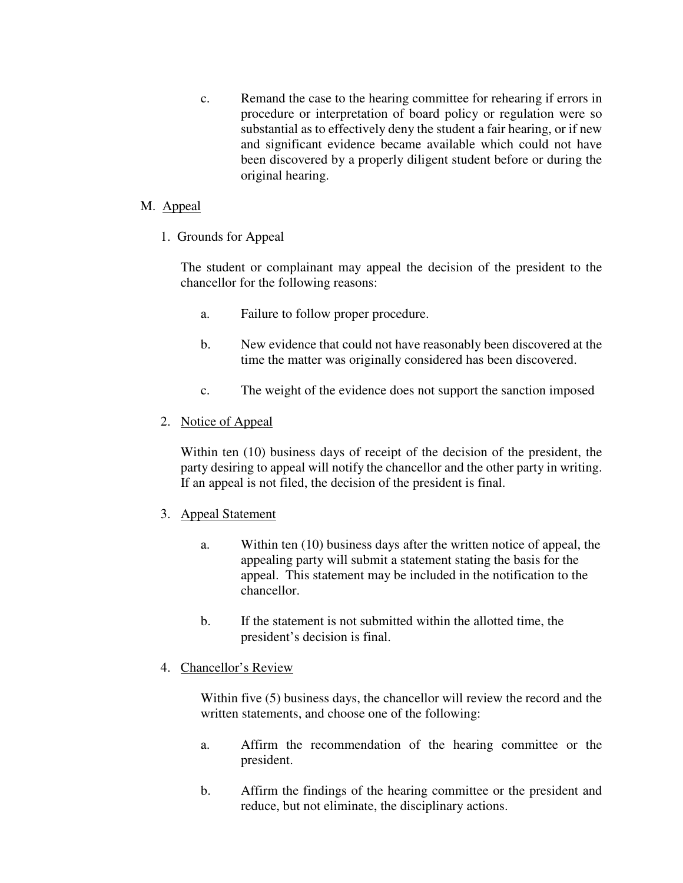c. Remand the case to the hearing committee for rehearing if errors in procedure or interpretation of board policy or regulation were so substantial as to effectively deny the student a fair hearing, or if new and significant evidence became available which could not have been discovered by a properly diligent student before or during the original hearing.

M. <u>Appeal</u>

1. Grounds for Appeal

   The student or complainant may appeal the decision of the president to the chancellor for the following reasons:

   a. Failure to follow proper procedure.

   b. New evidence that could not have reasonably been discovered at the time the matter was originally considered has been discovered.

   c. The weight of the evidence does not support the sanction imposed

2. <u>Notice of Appeal</u>

   Within ten (10) business days of receipt of the decision of the president, the party desiring to appeal will notify the chancellor and the other party in writing. If an appeal is not filed, the decision of the president is final.

3. <u>Appeal Statement</u>

   a. Within ten (10) business days after the written notice of appeal, the appealing party will submit a statement stating the basis for the appeal. This statement may be included in the notification to the chancellor.

   b. If the statement is not submitted within the allotted time, the president's decision is final.

4. <u>Chancellor's Review</u>

   Within five (5) business days, the chancellor will review the record and the written statements, and choose one of the following:

   a. Affirm the recommendation of the hearing committee or the president.

   b. Affirm the findings of the hearing committee or the president and reduce, but not eliminate, the disciplinary actions.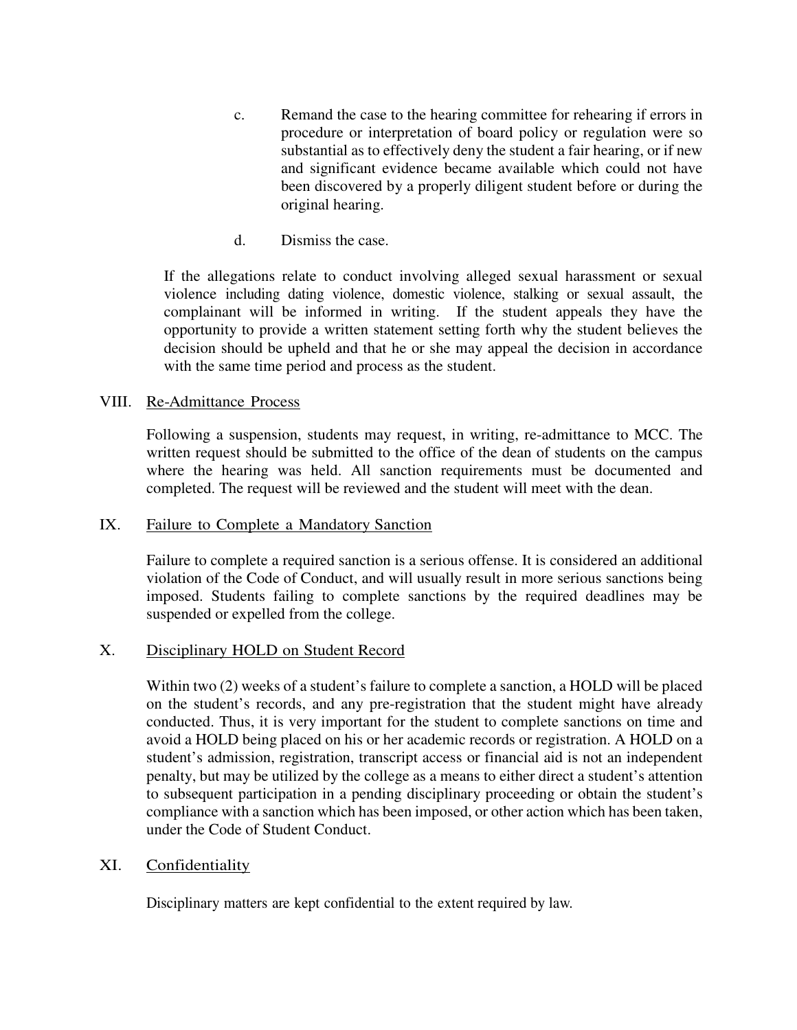c. Remand the case to the hearing committee for rehearing if errors in procedure or interpretation of board policy or regulation were so substantial as to effectively deny the student a fair hearing, or if new and significant evidence became available which could not have been discovered by a properly diligent student before or during the original hearing.

d. Dismiss the case.

If the allegations relate to conduct involving alleged sexual harassment or sexual violence including dating violence, domestic violence, stalking or sexual assault, the complainant will be informed in writing. If the student appeals they have the opportunity to provide a written statement setting forth why the student believes the decision should be upheld and that he or she may appeal the decision in accordance with the same time period and process as the student.

## VIII. Re-Admittance Process

Following a suspension, students may request, in writing, re-admittance to MCC. The written request should be submitted to the office of the dean of students on the campus where the hearing was held. All sanction requirements must be documented and completed. The request will be reviewed and the student will meet with the dean.

## IX. Failure to Complete a Mandatory Sanction

Failure to complete a required sanction is a serious offense. It is considered an additional violation of the Code of Conduct, and will usually result in more serious sanctions being imposed. Students failing to complete sanctions by the required deadlines may be suspended or expelled from the college.

## X. Disciplinary HOLD on Student Record

Within two (2) weeks of a student's failure to complete a sanction, a HOLD will be placed on the student's records, and any pre-registration that the student might have already conducted. Thus, it is very important for the student to complete sanctions on time and avoid a HOLD being placed on his or her academic records or registration. A HOLD on a student's admission, registration, transcript access or financial aid is not an independent penalty, but may be utilized by the college as a means to either direct a student's attention to subsequent participation in a pending disciplinary proceeding or obtain the student's compliance with a sanction which has been imposed, or other action which has been taken, under the Code of Student Conduct.

## XI. Confidentiality

Disciplinary matters are kept confidential to the extent required by law.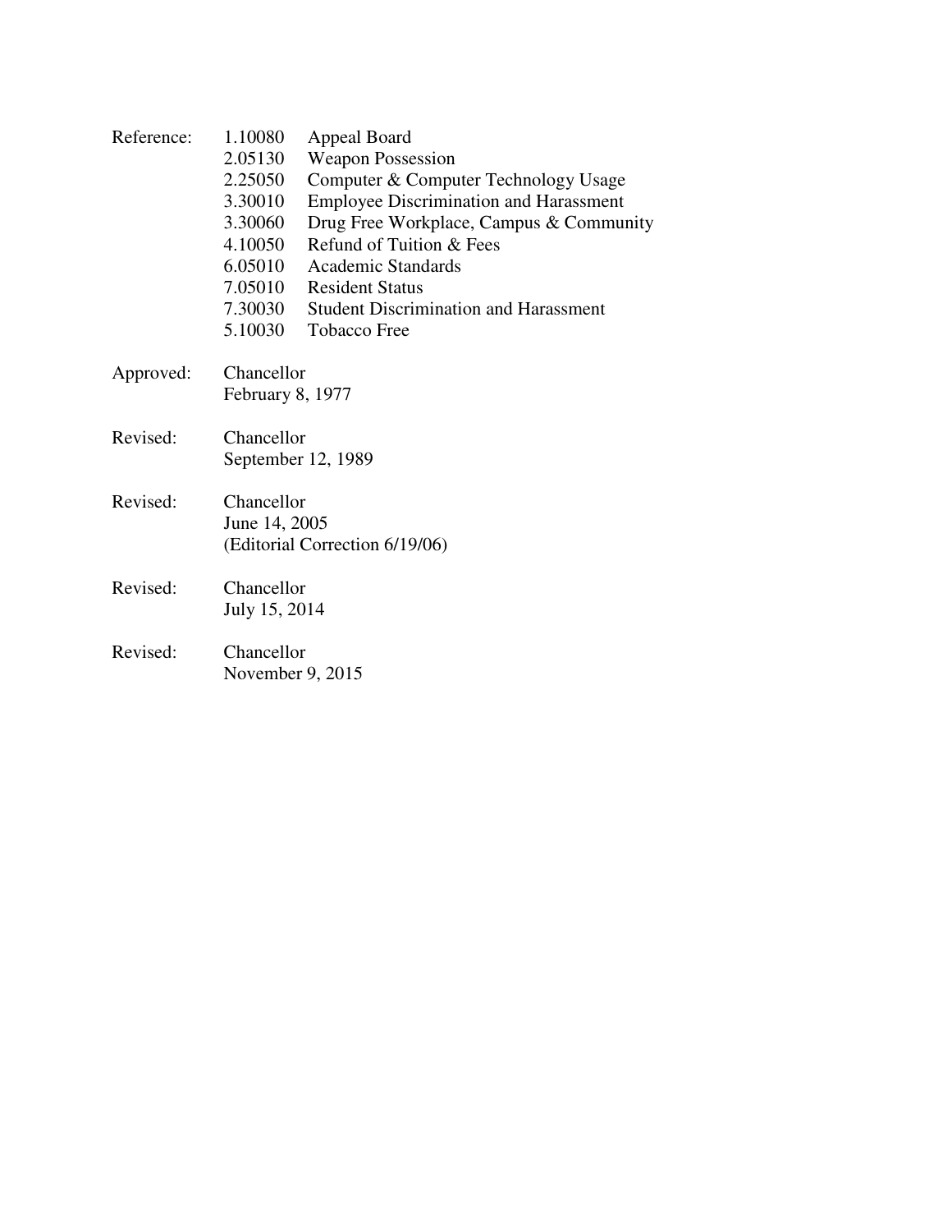Reference:

- 1.10080 Appeal Board
- 2.05130 Weapon Possession
- 2.25050 Computer & Computer Technology Usage
- 3.30010 Employee Discrimination and Harassment
- 3.30060 Drug Free Workplace, Campus & Community
- 4.10050 Refund of Tuition & Fees
- 6.05010 Academic Standards
- 7.05010 Resident Status
- 7.30030 Student Discrimination and Harassment
- 5.10030 Tobacco Free

Approved: Chancellor
February 8, 1977

Revised: Chancellor
September 12, 1989

Revised: Chancellor
June 14, 2005
(Editorial Correction 6/19/06)

Revised: Chancellor
July 15, 2014

Revised: Chancellor
November 9, 2015